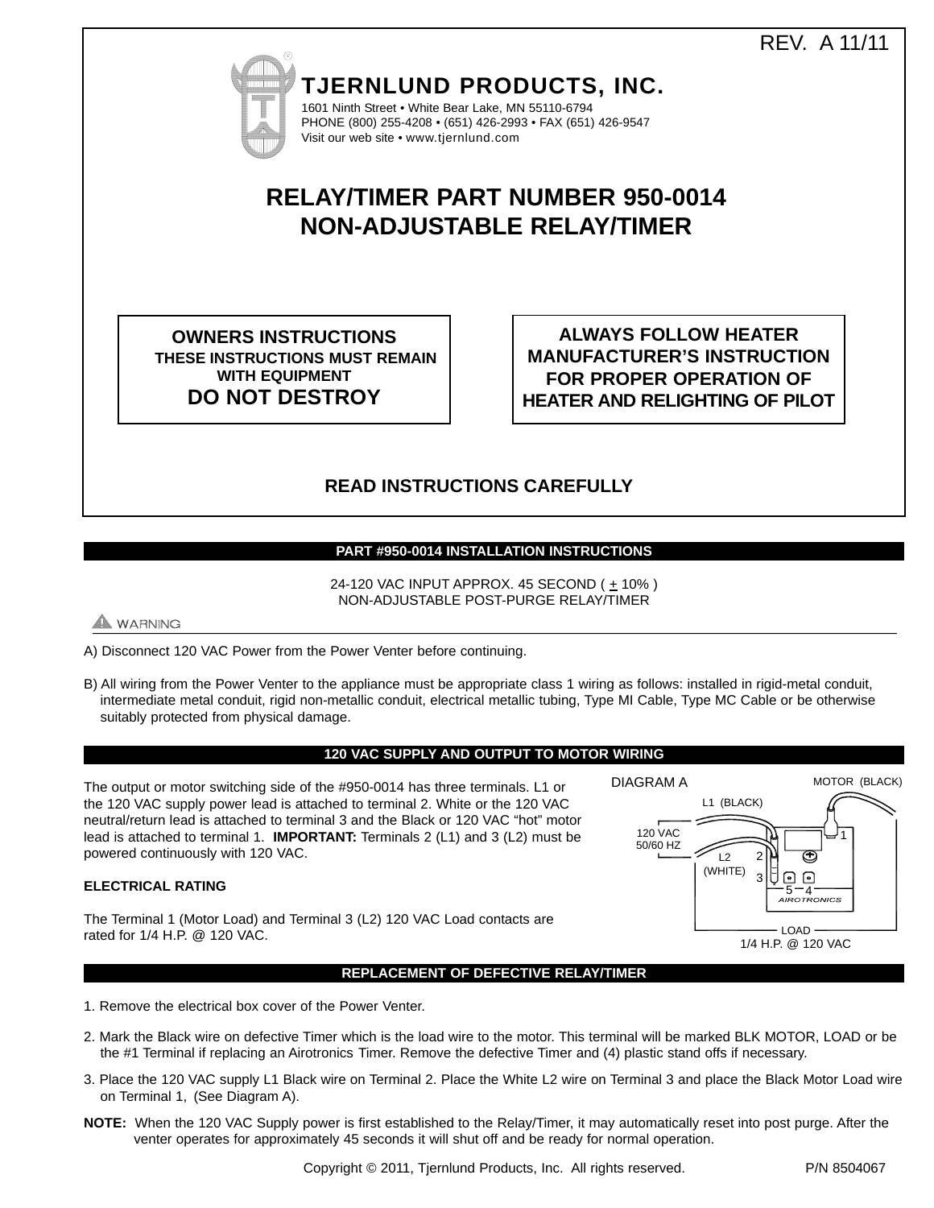REV. A 11/11

**TJERNLUND PRODUCTS, INC.**

1601 Ninth Street • White Bear Lake, MN 55110-6794
PHONE (800) 255-4208 • (651) 426-2993 • FAX (651) 426-9547
Visit our web site • www.tjernlund.com

# RELAY/TIMER PART NUMBER 950-0014
# NON-ADJUSTABLE RELAY/TIMER

**OWNERS INSTRUCTIONS**
**THESE INSTRUCTIONS MUST REMAIN WITH EQUIPMENT**
**DO NOT DESTROY**

**ALWAYS FOLLOW HEATER MANUFACTURER'S INSTRUCTION FOR PROPER OPERATION OF HEATER AND RELIGHTING OF PILOT**

**READ INSTRUCTIONS CAREFULLY**

## PART #950-0014 INSTALLATION INSTRUCTIONS

24-120 VAC INPUT APPROX. 45 SECOND ( ± 10% )
NON-ADJUSTABLE POST-PURGE RELAY/TIMER

⚠ WARNING

A) Disconnect 120 VAC Power from the Power Venter before continuing.

B) All wiring from the Power Venter to the appliance must be appropriate class 1 wiring as follows: installed in rigid-metal conduit, intermediate metal conduit, rigid non-metallic conduit, electrical metallic tubing, Type MI Cable, Type MC Cable or be otherwise suitably protected from physical damage.

## 120 VAC SUPPLY AND OUTPUT TO MOTOR WIRING

The output or motor switching side of the #950-0014 has three terminals. L1 or the 120 VAC supply power lead is attached to terminal 2. White or the 120 VAC neutral/return lead is attached to terminal 3 and the Black or 120 VAC "hot" motor lead is attached to terminal 1. **IMPORTANT:** Terminals 2 (L1) and 3 (L2) must be powered continuously with 120 VAC.

DIAGRAM A

MOTOR (BLACK)
L1 (BLACK)
120 VAC 50/60 HZ
L2 (WHITE)
1
2
3
5 4
AIROTRONICS
LOAD
1/4 H.P. @ 120 VAC

**ELECTRICAL RATING**

The Terminal 1 (Motor Load) and Terminal 3 (L2) 120 VAC Load contacts are rated for 1/4 H.P. @ 120 VAC.

## REPLACEMENT OF DEFECTIVE RELAY/TIMER

1. Remove the electrical box cover of the Power Venter.

2. Mark the Black wire on defective Timer which is the load wire to the motor. This terminal will be marked BLK MOTOR, LOAD or be the #1 Terminal if replacing an Airotronics Timer. Remove the defective Timer and (4) plastic stand offs if necessary.

3. Place the 120 VAC supply L1 Black wire on Terminal 2. Place the White L2 wire on Terminal 3 and place the Black Motor Load wire on Terminal 1, (See Diagram A).

**NOTE:** When the 120 VAC Supply power is first established to the Relay/Timer, it may automatically reset into post purge. After the venter operates for approximately 45 seconds it will shut off and be ready for normal operation.

Copyright © 2011, Tjernlund Products, Inc. All rights reserved. P/N 8504067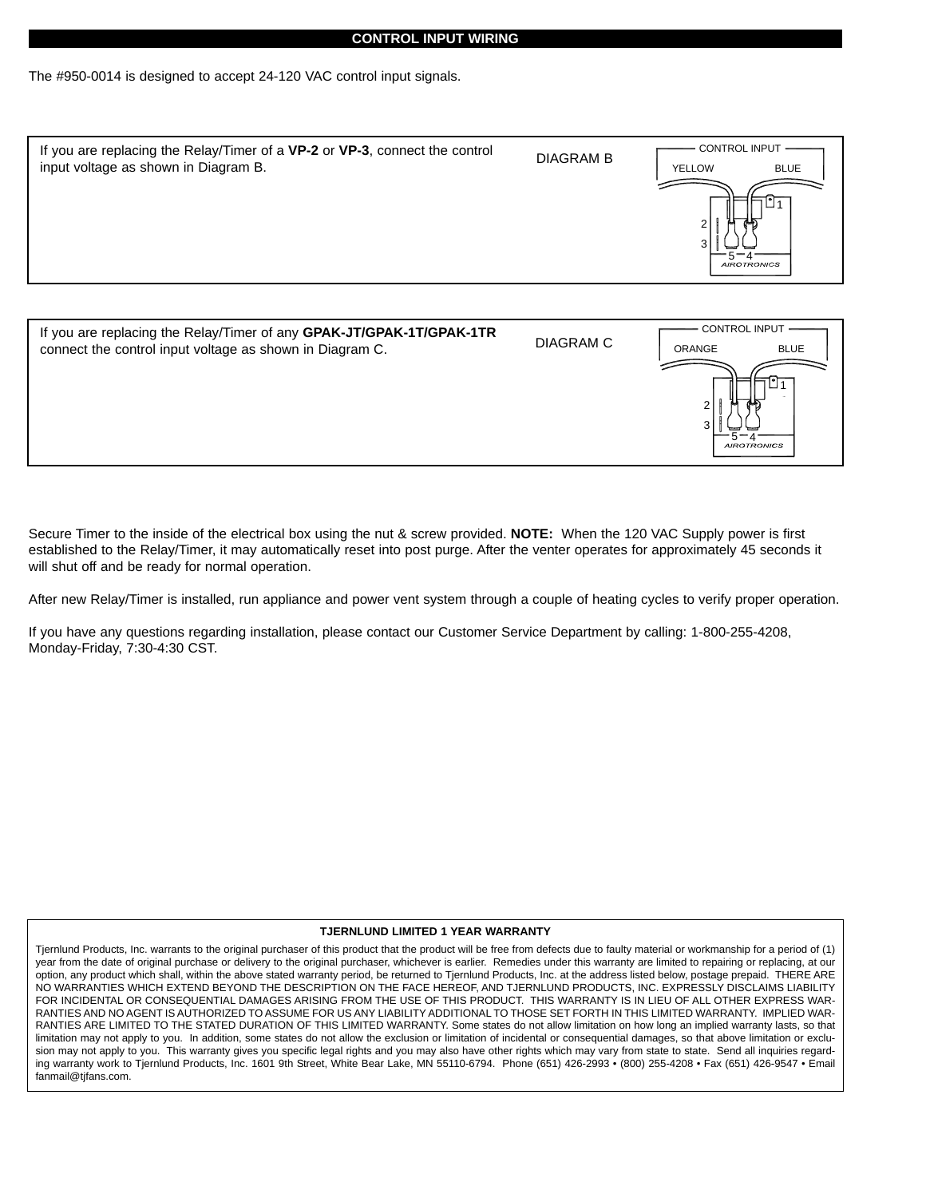## CONTROL INPUT WIRING

The #950-0014 is designed to accept 24-120 VAC control input signals.

If you are replacing the Relay/Timer of a **VP-2** or **VP-3**, connect the control input voltage as shown in Diagram B.

DIAGRAM B

CONTROL INPUT

YELLOW

BLUE

1

2

3

5

4

AIROTRONICS

If you are replacing the Relay/Timer of any **GPAK-JT/GPAK-1T/GPAK-1TR** connect the control input voltage as shown in Diagram C.

DIAGRAM C

CONTROL INPUT

ORANGE

BLUE

1

2

3

5

4

AIROTRONICS

Secure Timer to the inside of the electrical box using the nut & screw provided. **NOTE:** When the 120 VAC Supply power is first established to the Relay/Timer, it may automatically reset into post purge. After the venter operates for approximately 45 seconds it will shut off and be ready for normal operation.

After new Relay/Timer is installed, run appliance and power vent system through a couple of heating cycles to verify proper operation.

If you have any questions regarding installation, please contact our Customer Service Department by calling: 1-800-255-4208, Monday-Friday, 7:30-4:30 CST.

### TJERNLUND LIMITED 1 YEAR WARRANTY

Tjernlund Products, Inc. warrants to the original purchaser of this product that the product will be free from defects due to faulty material or workmanship for a period of (1) year from the date of original purchase or delivery to the original purchaser, whichever is earlier. Remedies under this warranty are limited to repairing or replacing, at our option, any product which shall, within the above stated warranty period, be returned to Tjernlund Products, Inc. at the address listed below, postage prepaid. THERE ARE NO WARRANTIES WHICH EXTEND BEYOND THE DESCRIPTION ON THE FACE HEREOF, AND TJERNLUND PRODUCTS, INC. EXPRESSLY DISCLAIMS LIABILITY FOR INCIDENTAL OR CONSEQUENTIAL DAMAGES ARISING FROM THE USE OF THIS PRODUCT. THIS WARRANTY IS IN LIEU OF ALL OTHER EXPRESS WARRANTIES AND NO AGENT IS AUTHORIZED TO ASSUME FOR US ANY LIABILITY ADDITIONAL TO THOSE SET FORTH IN THIS LIMITED WARRANTY. IMPLIED WARRANTIES ARE LIMITED TO THE STATED DURATION OF THIS LIMITED WARRANTY. Some states do not allow limitation on how long an implied warranty lasts, so that limitation may not apply to you. In addition, some states do not allow the exclusion or limitation of incidental or consequential damages, so that above limitation or exclusion may not apply to you. This warranty gives you specific legal rights and you may also have other rights which may vary from state to state. Send all inquiries regarding warranty work to Tjernlund Products, Inc. 1601 9th Street, White Bear Lake, MN 55110-6794. Phone (651) 426-2993 • (800) 255-4208 • Fax (651) 426-9547 • Email fanmail@tjfans.com.